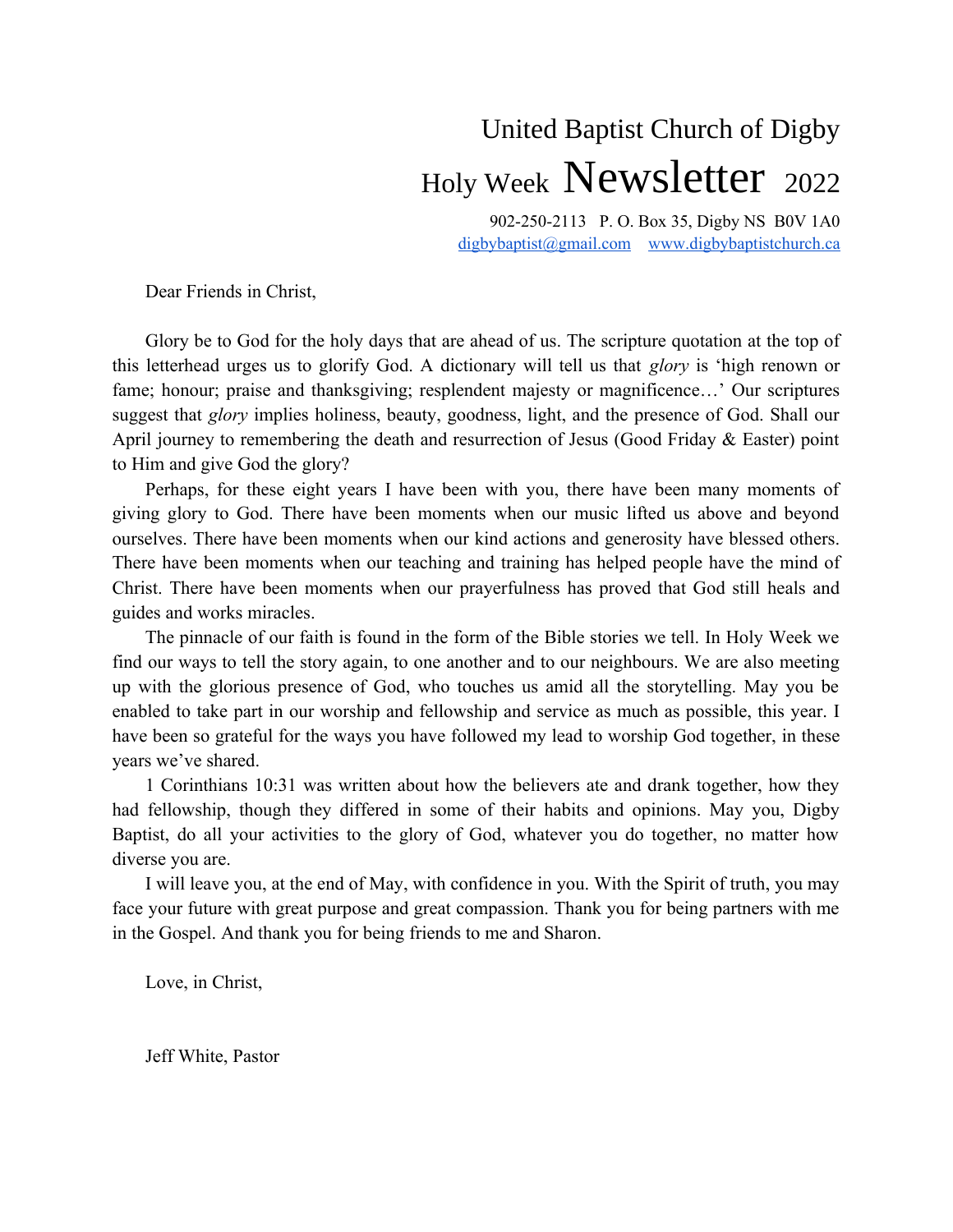# United Baptist Church of Digby

## Holy Week Newsletter 2022

902-250-2113 P. O. Box 35, Digby NS B0V 1A0
digbybaptist@gmail.com www.digbybaptistchurch.ca

Dear Friends in Christ,

Glory be to God for the holy days that are ahead of us. The scripture quotation at the top of this letterhead urges us to glorify God. A dictionary will tell us that *glory* is 'high renown or fame; honour; praise and thanksgiving; resplendent majesty or magnificence…' Our scriptures suggest that *glory* implies holiness, beauty, goodness, light, and the presence of God. Shall our April journey to remembering the death and resurrection of Jesus (Good Friday & Easter) point to Him and give God the glory?

Perhaps, for these eight years I have been with you, there have been many moments of giving glory to God. There have been moments when our music lifted us above and beyond ourselves. There have been moments when our kind actions and generosity have blessed others. There have been moments when our teaching and training has helped people have the mind of Christ. There have been moments when our prayerfulness has proved that God still heals and guides and works miracles.

The pinnacle of our faith is found in the form of the Bible stories we tell. In Holy Week we find our ways to tell the story again, to one another and to our neighbours. We are also meeting up with the glorious presence of God, who touches us amid all the storytelling. May you be enabled to take part in our worship and fellowship and service as much as possible, this year. I have been so grateful for the ways you have followed my lead to worship God together, in these years we've shared.

1 Corinthians 10:31 was written about how the believers ate and drank together, how they had fellowship, though they differed in some of their habits and opinions. May you, Digby Baptist, do all your activities to the glory of God, whatever you do together, no matter how diverse you are.

I will leave you, at the end of May, with confidence in you. With the Spirit of truth, you may face your future with great purpose and great compassion. Thank you for being partners with me in the Gospel. And thank you for being friends to me and Sharon.

Love, in Christ,

Jeff White, Pastor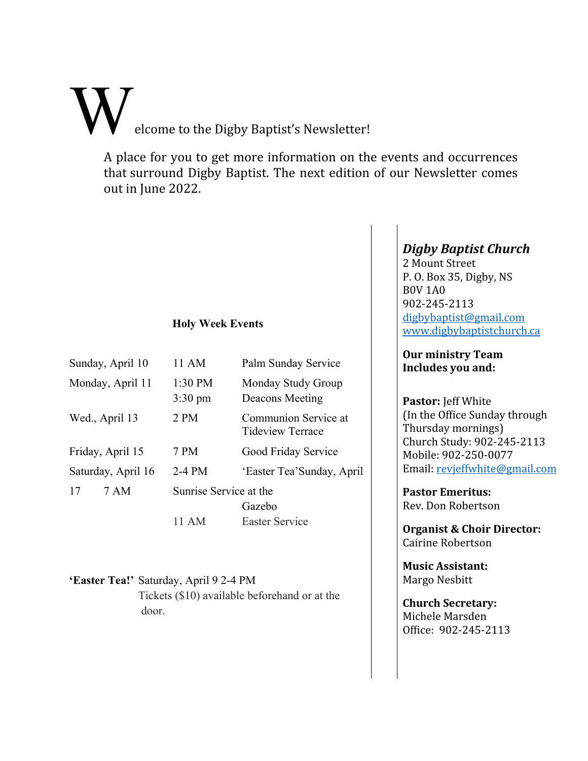# Welcome to the Digby Baptist's Newsletter!

A place for you to get more information on the events and occurrences that surround Digby Baptist. The next edition of our Newsletter comes out in June 2022.

**Holy Week Events**

| | | |
|---|---|---|
| Sunday, April 10 | 11 AM | Palm Sunday Service |
| Monday, April 11 | 1:30 PM<br>3:30 pm | Monday Study Group<br>Deacons Meeting |
| Wed., April 13 | 2 PM | Communion Service at Tideview Terrace |
| Friday, April 15 | 7 PM | Good Friday Service |
| Saturday, April 16 | 2-4 PM | 'Easter Tea'Sunday, April |
| 17 7 AM | Sunrise Service at the | Gazebo |
| | 11 AM | Easter Service |

**'Easter Tea!'** Saturday, April 9 2-4 PM
Tickets ($10) available beforehand or at the door.

***Digby Baptist Church***
2 Mount Street
P. O. Box 35, Digby, NS
B0V 1A0
902-245-2113
digbybaptist@gmail.com
www.digbybaptistchurch.ca

**Our ministry Team Includes you and:**

**Pastor:** Jeff White
(In the Office Sunday through Thursday mornings)
Church Study: 902-245-2113
Mobile: 902-250-0077
Email: revjeffwhite@gmail.com

**Pastor Emeritus:**
Rev. Don Robertson

**Organist & Choir Director:**
Cairine Robertson

**Music Assistant:**
Margo Nesbitt

**Church Secretary:**
Michele Marsden
Office: 902-245-2113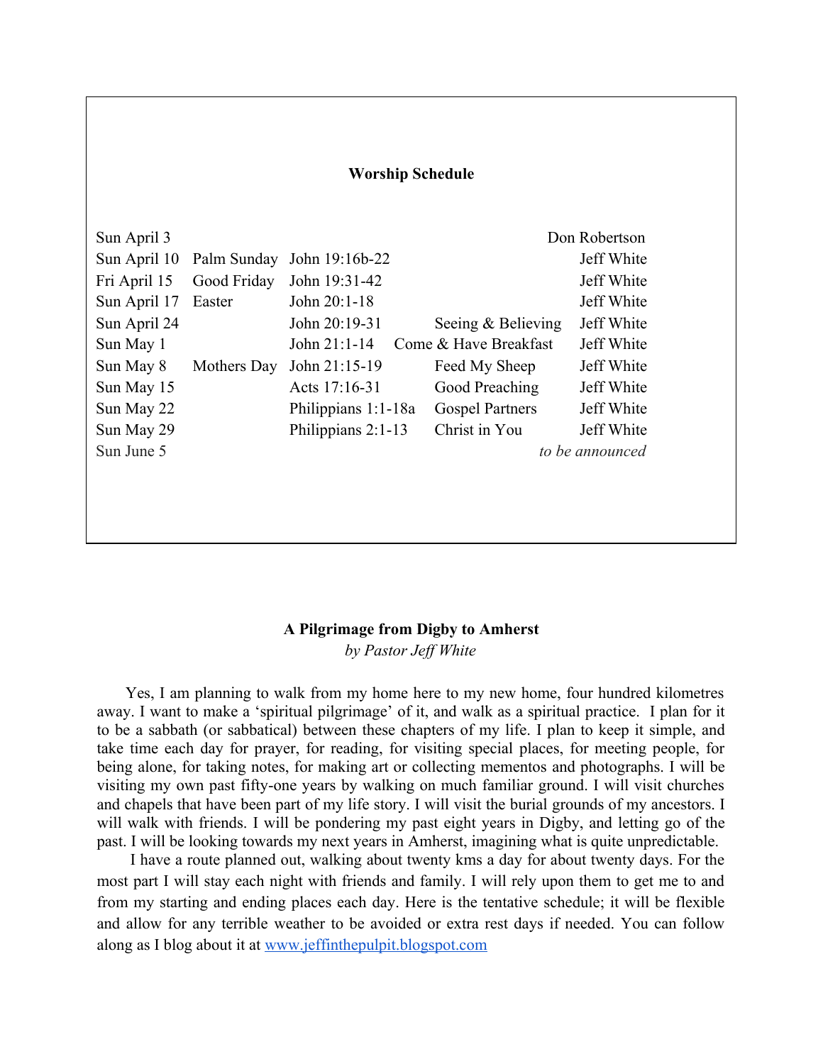## Worship Schedule

| | | | | |
|---|---|---|---|---|
| Sun April 3 | | | | Don Robertson |
| Sun April 10 | Palm Sunday | John 19:16b-22 | | Jeff White |
| Fri April 15 | Good Friday | John 19:31-42 | | Jeff White |
| Sun April 17 | Easter | John 20:1-18 | | Jeff White |
| Sun April 24 | | John 20:19-31 | Seeing & Believing | Jeff White |
| Sun May 1 | | John 21:1-14 | Come & Have Breakfast | Jeff White |
| Sun May 8 | Mothers Day | John 21:15-19 | Feed My Sheep | Jeff White |
| Sun May 15 | | Acts 17:16-31 | Good Preaching | Jeff White |
| Sun May 22 | | Philippians 1:1-18a | Gospel Partners | Jeff White |
| Sun May 29 | | Philippians 2:1-13 | Christ in You | Jeff White |
| Sun June 5 | | | | *to be announced* |

## A Pilgrimage from Digby to Amherst

*by Pastor Jeff White*

Yes, I am planning to walk from my home here to my new home, four hundred kilometres away. I want to make a 'spiritual pilgrimage' of it, and walk as a spiritual practice. I plan for it to be a sabbath (or sabbatical) between these chapters of my life. I plan to keep it simple, and take time each day for prayer, for reading, for visiting special places, for meeting people, for being alone, for taking notes, for making art or collecting mementos and photographs. I will be visiting my own past fifty-one years by walking on much familiar ground. I will visit churches and chapels that have been part of my life story. I will visit the burial grounds of my ancestors. I will walk with friends. I will be pondering my past eight years in Digby, and letting go of the past. I will be looking towards my next years in Amherst, imagining what is quite unpredictable.

I have a route planned out, walking about twenty kms a day for about twenty days. For the most part I will stay each night with friends and family. I will rely upon them to get me to and from my starting and ending places each day. Here is the tentative schedule; it will be flexible and allow for any terrible weather to be avoided or extra rest days if needed. You can follow along as I blog about it at www.jeffinthepulpit.blogspot.com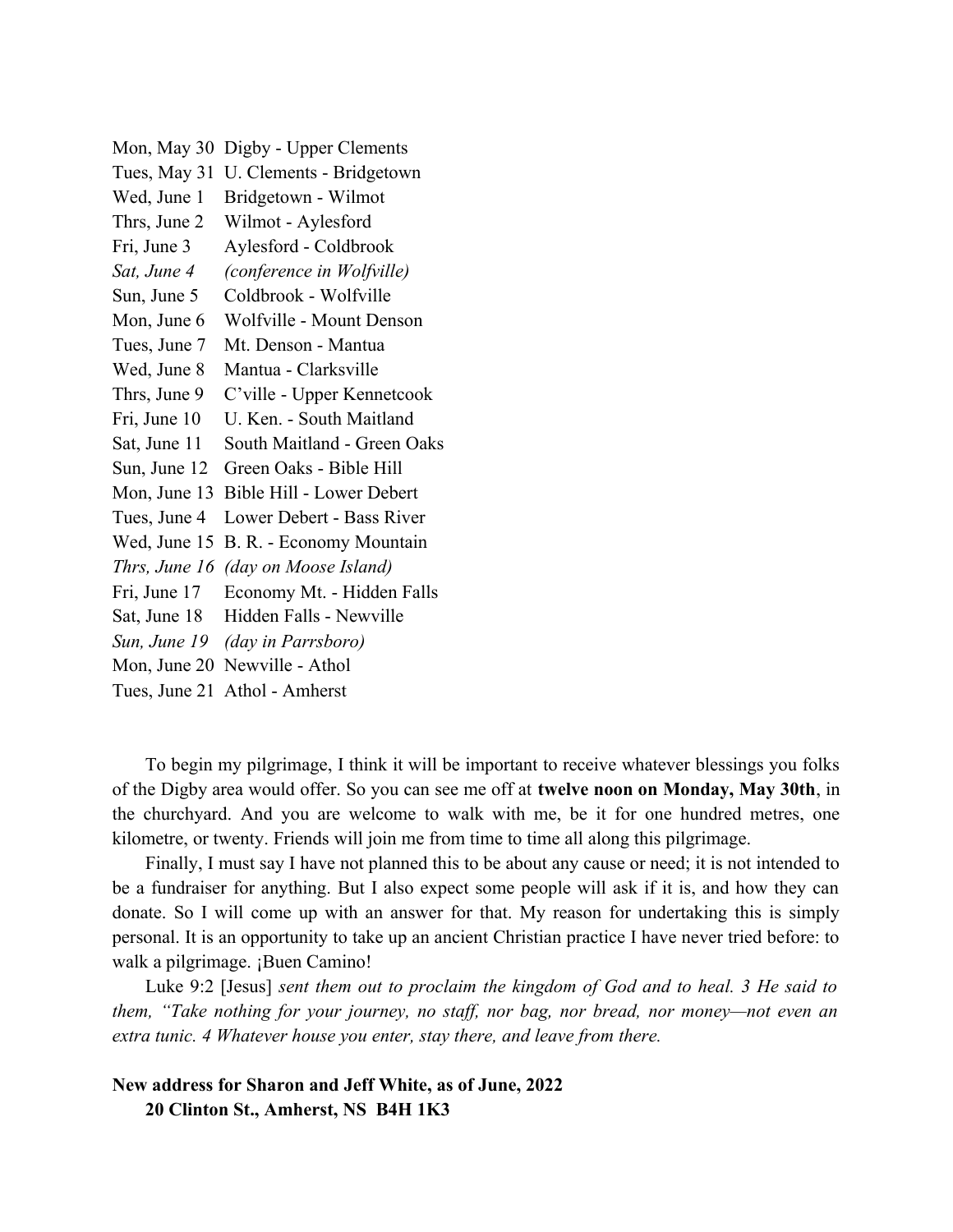| | |
|---|---|
| Mon, May 30 | Digby - Upper Clements |
| Tues, May 31 | U. Clements - Bridgetown |
| Wed, June 1 | Bridgetown - Wilmot |
| Thrs, June 2 | Wilmot - Aylesford |
| Fri, June 3 | Aylesford - Coldbrook |
| *Sat, June 4* | *(conference in Wolfville)* |
| Sun, June 5 | Coldbrook - Wolfville |
| Mon, June 6 | Wolfville - Mount Denson |
| Tues, June 7 | Mt. Denson - Mantua |
| Wed, June 8 | Mantua - Clarksville |
| Thrs, June 9 | C'ville - Upper Kennetcook |
| Fri, June 10 | U. Ken. - South Maitland |
| Sat, June 11 | South Maitland - Green Oaks |
| Sun, June 12 | Green Oaks - Bible Hill |
| Mon, June 13 | Bible Hill - Lower Debert |
| Tues, June 4 | Lower Debert - Bass River |
| Wed, June 15 | B. R. - Economy Mountain |
| *Thrs, June 16* | *(day on Moose Island)* |
| Fri, June 17 | Economy Mt. - Hidden Falls |
| Sat, June 18 | Hidden Falls - Newville |
| *Sun, June 19* | *(day in Parrsboro)* |
| Mon, June 20 | Newville - Athol |
| Tues, June 21 | Athol - Amherst |

To begin my pilgrimage, I think it will be important to receive whatever blessings you folks of the Digby area would offer. So you can see me off at **twelve noon on Monday, May 30th**, in the churchyard. And you are welcome to walk with me, be it for one hundred metres, one kilometre, or twenty. Friends will join me from time to time all along this pilgrimage.

Finally, I must say I have not planned this to be about any cause or need; it is not intended to be a fundraiser for anything. But I also expect some people will ask if it is, and how they can donate. So I will come up with an answer for that. My reason for undertaking this is simply personal. It is an opportunity to take up an ancient Christian practice I have never tried before: to walk a pilgrimage. ¡Buen Camino!

Luke 9:2 [Jesus] *sent them out to proclaim the kingdom of God and to heal. 3 He said to them, "Take nothing for your journey, no staff, nor bag, nor bread, nor money—not even an extra tunic. 4 Whatever house you enter, stay there, and leave from there.*

**New address for Sharon and Jeff White, as of June, 2022**
**20 Clinton St., Amherst, NS B4H 1K3**